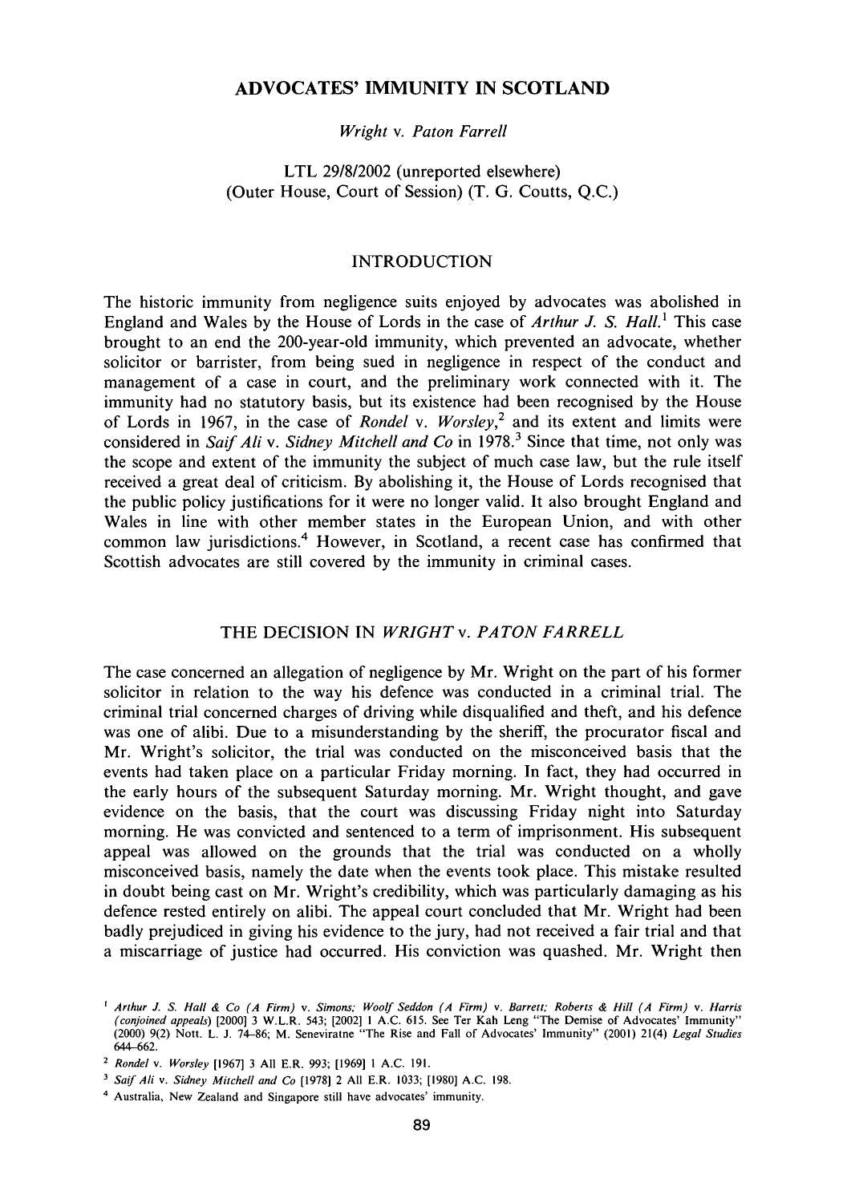# ADVOCATES' IMMUNITY IN SCOTLAND

*Wright* v. *Paton Farrell*

LTL 29/8/2002 (unreported elsewhere)
(Outer House, Court of Session) (T. G. Coutts, Q.C.)

## INTRODUCTION

The historic immunity from negligence suits enjoyed by advocates was abolished in England and Wales by the House of Lords in the case of *Arthur J. S. Hall.*[1] This case brought to an end the 200-year-old immunity, which prevented an advocate, whether solicitor or barrister, from being sued in negligence in respect of the conduct and management of a case in court, and the preliminary work connected with it. The immunity had no statutory basis, but its existence had been recognised by the House of Lords in 1967, in the case of *Rondel* v. *Worsley*,[2] and its extent and limits were considered in *Saif Ali* v. *Sidney Mitchell and Co* in 1978.[3] Since that time, not only was the scope and extent of the immunity the subject of much case law, but the rule itself received a great deal of criticism. By abolishing it, the House of Lords recognised that the public policy justifications for it were no longer valid. It also brought England and Wales in line with other member states in the European Union, and with other common law jurisdictions.[4] However, in Scotland, a recent case has confirmed that Scottish advocates are still covered by the immunity in criminal cases.

## THE DECISION IN *WRIGHT* v. *PATON FARRELL*

The case concerned an allegation of negligence by Mr. Wright on the part of his former solicitor in relation to the way his defence was conducted in a criminal trial. The criminal trial concerned charges of driving while disqualified and theft, and his defence was one of alibi. Due to a misunderstanding by the sheriff, the procurator fiscal and Mr. Wright's solicitor, the trial was conducted on the misconceived basis that the events had taken place on a particular Friday morning. In fact, they had occurred in the early hours of the subsequent Saturday morning. Mr. Wright thought, and gave evidence on the basis, that the court was discussing Friday night into Saturday morning. He was convicted and sentenced to a term of imprisonment. His subsequent appeal was allowed on the grounds that the trial was conducted on a wholly misconceived basis, namely the date when the events took place. This mistake resulted in doubt being cast on Mr. Wright's credibility, which was particularly damaging as his defence rested entirely on alibi. The appeal court concluded that Mr. Wright had been badly prejudiced in giving his evidence to the jury, had not received a fair trial and that a miscarriage of justice had occurred. His conviction was quashed. Mr. Wright then

---

[1] *Arthur J. S. Hall & Co (A Firm)* v. *Simons; Woolf Seddon (A Firm)* v. *Barrett; Roberts & Hill (A Firm)* v. *Harris (conjoined appeals)* [2000] 3 W.L.R. 543; [2002] 1 A.C. 615. See Ter Kah Leng "The Demise of Advocates' Immunity" (2000) 9(2) Nott. L. J. 74–86; M. Seneviratne "The Rise and Fall of Advocates' Immunity" (2001) 21(4) *Legal Studies* 644–662.

[2] *Rondel* v. *Worsley* [1967] 3 All E.R. 993; [1969] 1 A.C. 191.

[3] *Saif Ali* v. *Sidney Mitchell and Co* [1978] 2 All E.R. 1033; [1980] A.C. 198.

[4] Australia, New Zealand and Singapore still have advocates' immunity.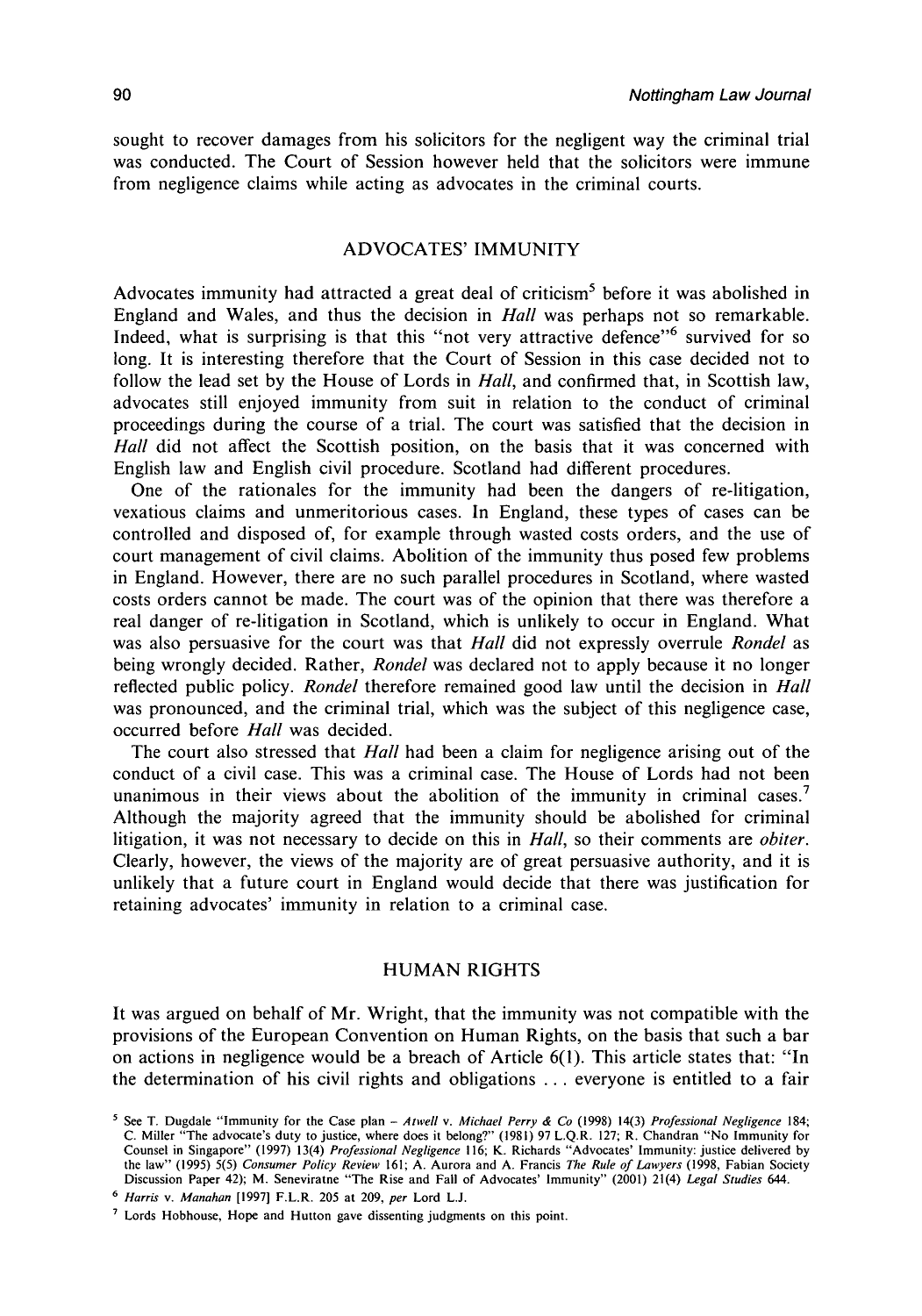sought to recover damages from his solicitors for the negligent way the criminal trial was conducted. The Court of Session however held that the solicitors were immune from negligence claims while acting as advocates in the criminal courts.

## ADVOCATES' IMMUNITY

Advocates immunity had attracted a great deal of criticism[5] before it was abolished in England and Wales, and thus the decision in *Hall* was perhaps not so remarkable. Indeed, what is surprising is that this "not very attractive defence"[6] survived for so long. It is interesting therefore that the Court of Session in this case decided not to follow the lead set by the House of Lords in *Hall*, and confirmed that, in Scottish law, advocates still enjoyed immunity from suit in relation to the conduct of criminal proceedings during the course of a trial. The court was satisfied that the decision in *Hall* did not affect the Scottish position, on the basis that it was concerned with English law and English civil procedure. Scotland had different procedures.

One of the rationales for the immunity had been the dangers of re-litigation, vexatious claims and unmeritorious cases. In England, these types of cases can be controlled and disposed of, for example through wasted costs orders, and the use of court management of civil claims. Abolition of the immunity thus posed few problems in England. However, there are no such parallel procedures in Scotland, where wasted costs orders cannot be made. The court was of the opinion that there was therefore a real danger of re-litigation in Scotland, which is unlikely to occur in England. What was also persuasive for the court was that *Hall* did not expressly overrule *Rondel* as being wrongly decided. Rather, *Rondel* was declared not to apply because it no longer reflected public policy. *Rondel* therefore remained good law until the decision in *Hall* was pronounced, and the criminal trial, which was the subject of this negligence case, occurred before *Hall* was decided.

The court also stressed that *Hall* had been a claim for negligence arising out of the conduct of a civil case. This was a criminal case. The House of Lords had not been unanimous in their views about the abolition of the immunity in criminal cases.[7] Although the majority agreed that the immunity should be abolished for criminal litigation, it was not necessary to decide on this in *Hall*, so their comments are *obiter*. Clearly, however, the views of the majority are of great persuasive authority, and it is unlikely that a future court in England would decide that there was justification for retaining advocates' immunity in relation to a criminal case.

## HUMAN RIGHTS

It was argued on behalf of Mr. Wright, that the immunity was not compatible with the provisions of the European Convention on Human Rights, on the basis that such a bar on actions in negligence would be a breach of Article 6(1). This article states that: "In the determination of his civil rights and obligations ... everyone is entitled to a fair

---

[5] See T. Dugdale "Immunity for the Case plan – *Atwell* v. *Michael Perry & Co* (1998) 14(3) *Professional Negligence* 184; C. Miller "The advocate's duty to justice, where does it belong?" (1981) 97 L.Q.R. 127; R. Chandran "No Immunity for Counsel in Singapore" (1997) 13(4) *Professional Negligence* 116; K. Richards "Advocates' Immunity: justice delivered by the law" (1995) 5(5) *Consumer Policy Review* 161; A. Aurora and A. Francis *The Rule of Lawyers* (1998, Fabian Society Discussion Paper 42); M. Seneviratne "The Rise and Fall of Advocates' Immunity" (2001) 21(4) *Legal Studies* 644.

[6] *Harris* v. *Manahan* [1997] F.L.R. 205 at 209, *per* Lord L.J.

[7] Lords Hobhouse, Hope and Hutton gave dissenting judgments on this point.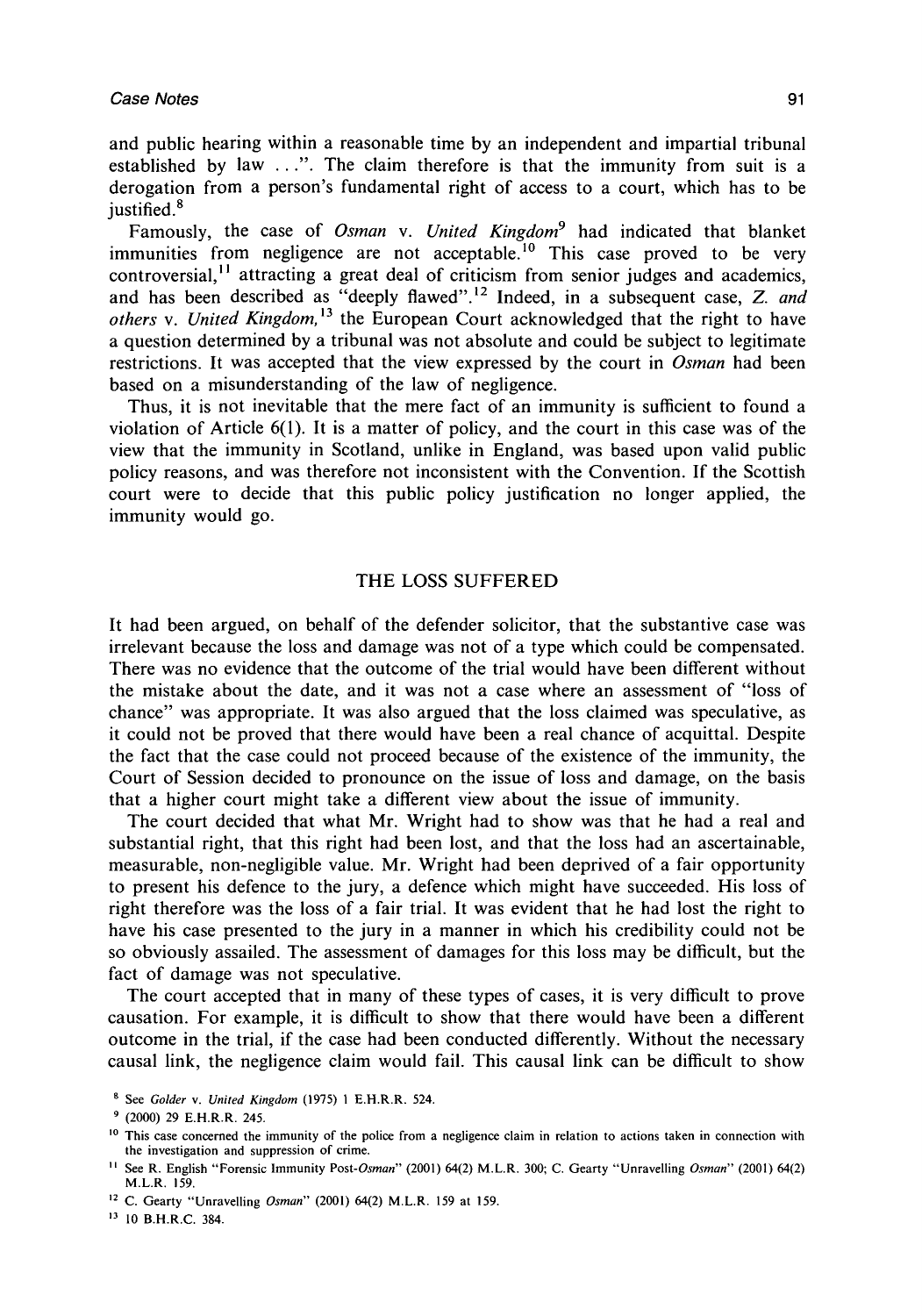and public hearing within a reasonable time by an independent and impartial tribunal established by law ...". The claim therefore is that the immunity from suit is a derogation from a person's fundamental right of access to a court, which has to be justified.[8]

Famously, the case of *Osman* v. *United Kingdom*[9] had indicated that blanket immunities from negligence are not acceptable.[10] This case proved to be very controversial,[11] attracting a great deal of criticism from senior judges and academics, and has been described as "deeply flawed".[12] Indeed, in a subsequent case, *Z. and others* v. *United Kingdom,*[13] the European Court acknowledged that the right to have a question determined by a tribunal was not absolute and could be subject to legitimate restrictions. It was accepted that the view expressed by the court in *Osman* had been based on a misunderstanding of the law of negligence.

Thus, it is not inevitable that the mere fact of an immunity is sufficient to found a violation of Article 6(1). It is a matter of policy, and the court in this case was of the view that the immunity in Scotland, unlike in England, was based upon valid public policy reasons, and was therefore not inconsistent with the Convention. If the Scottish court were to decide that this public policy justification no longer applied, the immunity would go.

## THE LOSS SUFFERED

It had been argued, on behalf of the defender solicitor, that the substantive case was irrelevant because the loss and damage was not of a type which could be compensated. There was no evidence that the outcome of the trial would have been different without the mistake about the date, and it was not a case where an assessment of "loss of chance" was appropriate. It was also argued that the loss claimed was speculative, as it could not be proved that there would have been a real chance of acquittal. Despite the fact that the case could not proceed because of the existence of the immunity, the Court of Session decided to pronounce on the issue of loss and damage, on the basis that a higher court might take a different view about the issue of immunity.

The court decided that what Mr. Wright had to show was that he had a real and substantial right, that this right had been lost, and that the loss had an ascertainable, measurable, non-negligible value. Mr. Wright had been deprived of a fair opportunity to present his defence to the jury, a defence which might have succeeded. His loss of right therefore was the loss of a fair trial. It was evident that he had lost the right to have his case presented to the jury in a manner in which his credibility could not be so obviously assailed. The assessment of damages for this loss may be difficult, but the fact of damage was not speculative.

The court accepted that in many of these types of cases, it is very difficult to prove causation. For example, it is difficult to show that there would have been a different outcome in the trial, if the case had been conducted differently. Without the necessary causal link, the negligence claim would fail. This causal link can be difficult to show

---

[8] See *Golder* v. *United Kingdom* (1975) 1 E.H.R.R. 524.

[9] (2000) 29 E.H.R.R. 245.

[10] This case concerned the immunity of the police from a negligence claim in relation to actions taken in connection with the investigation and suppression of crime.

[11] See R. English "Forensic Immunity Post-*Osman*" (2001) 64(2) M.L.R. 300; C. Gearty "Unravelling *Osman*" (2001) 64(2) M.L.R. 159.

[12] C. Gearty "Unravelling *Osman*" (2001) 64(2) M.L.R. 159 at 159.

[13] 10 B.H.R.C. 384.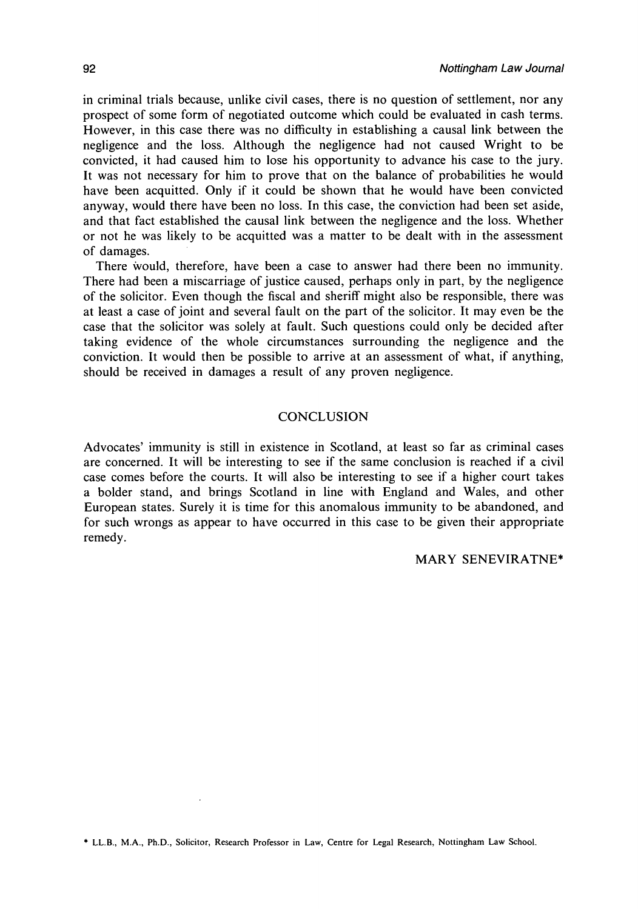in criminal trials because, unlike civil cases, there is no question of settlement, nor any prospect of some form of negotiated outcome which could be evaluated in cash terms. However, in this case there was no difficulty in establishing a causal link between the negligence and the loss. Although the negligence had not caused Wright to be convicted, it had caused him to lose his opportunity to advance his case to the jury. It was not necessary for him to prove that on the balance of probabilities he would have been acquitted. Only if it could be shown that he would have been convicted anyway, would there have been no loss. In this case, the conviction had been set aside, and that fact established the causal link between the negligence and the loss. Whether or not he was likely to be acquitted was a matter to be dealt with in the assessment of damages.

There would, therefore, have been a case to answer had there been no immunity. There had been a miscarriage of justice caused, perhaps only in part, by the negligence of the solicitor. Even though the fiscal and sheriff might also be responsible, there was at least a case of joint and several fault on the part of the solicitor. It may even be the case that the solicitor was solely at fault. Such questions could only be decided after taking evidence of the whole circumstances surrounding the negligence and the conviction. It would then be possible to arrive at an assessment of what, if anything, should be received in damages a result of any proven negligence.

## CONCLUSION

Advocates' immunity is still in existence in Scotland, at least so far as criminal cases are concerned. It will be interesting to see if the same conclusion is reached if a civil case comes before the courts. It will also be interesting to see if a higher court takes a bolder stand, and brings Scotland in line with England and Wales, and other European states. Surely it is time for this anomalous immunity to be abandoned, and for such wrongs as appear to have occurred in this case to be given their appropriate remedy.

MARY SENEVIRATNE*

\* LL.B., M.A., Ph.D., Solicitor, Research Professor in Law, Centre for Legal Research, Nottingham Law School.